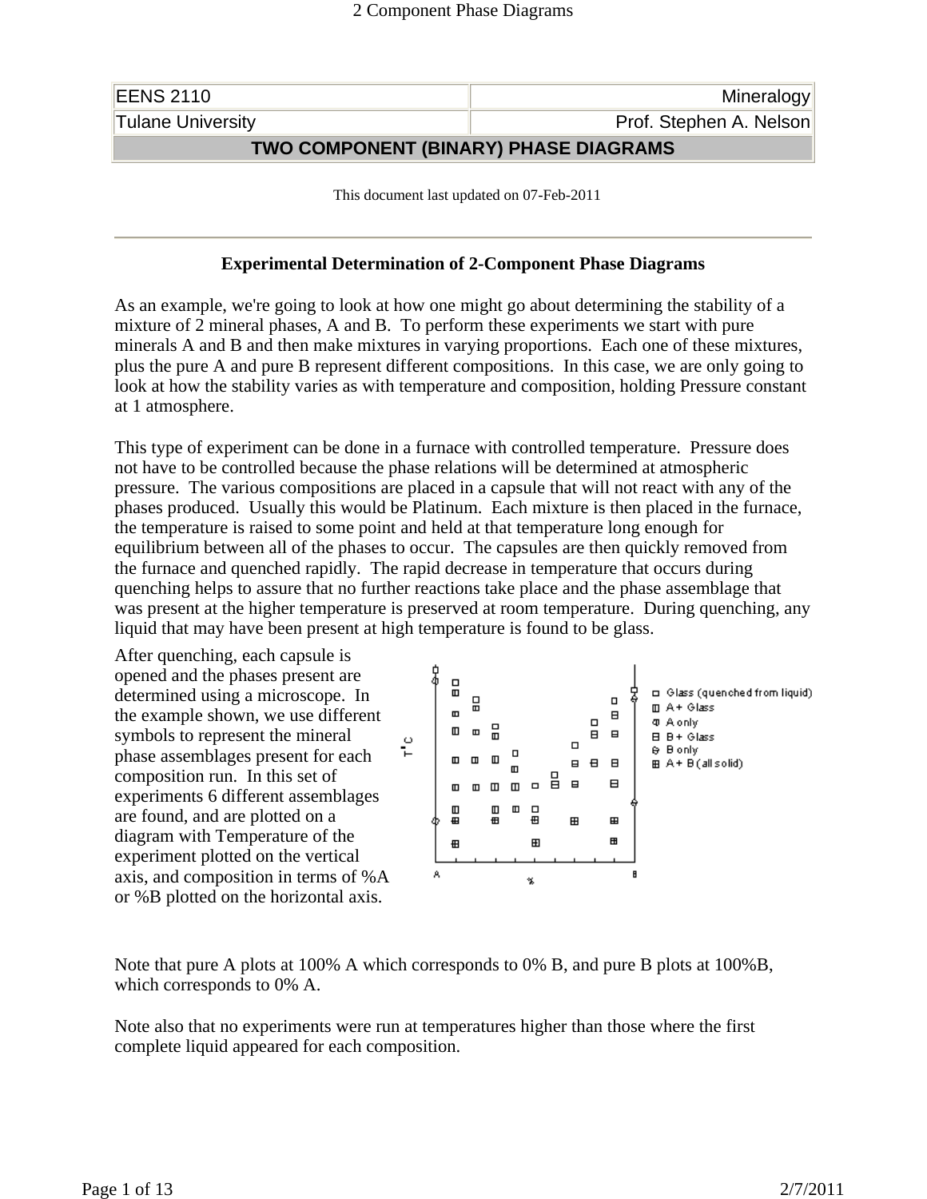| EENS 2110 | Mineralogy |
| --- | --- |
| Tulane University | Prof. Stephen A. Nelson |

# TWO COMPONENT (BINARY) PHASE DIAGRAMS

This document last updated on 07-Feb-2011

## Experimental Determination of 2-Component Phase Diagrams

As an example, we're going to look at how one might go about determining the stability of a mixture of 2 mineral phases, A and B. To perform these experiments we start with pure minerals A and B and then make mixtures in varying proportions. Each one of these mixtures, plus the pure A and pure B represent different compositions. In this case, we are only going to look at how the stability varies as with temperature and composition, holding Pressure constant at 1 atmosphere.

This type of experiment can be done in a furnace with controlled temperature. Pressure does not have to be controlled because the phase relations will be determined at atmospheric pressure. The various compositions are placed in a capsule that will not react with any of the phases produced. Usually this would be Platinum. Each mixture is then placed in the furnace, the temperature is raised to some point and held at that temperature long enough for equilibrium between all of the phases to occur. The capsules are then quickly removed from the furnace and quenched rapidly. The rapid decrease in temperature that occurs during quenching helps to assure that no further reactions take place and the phase assemblage that was present at the higher temperature is preserved at room temperature. During quenching, any liquid that may have been present at high temperature is found to be glass.

After quenching, each capsule is opened and the phases present are determined using a microscope. In the example shown, we use different symbols to represent the mineral phase assemblages present for each composition run. In this set of experiments 6 different assemblages are found, and are plotted on a diagram with Temperature of the experiment plotted on the vertical axis, and composition in terms of %A or %B plotted on the horizontal axis.

Note that pure A plots at 100% A which corresponds to 0% B, and pure B plots at 100%B, which corresponds to 0% A.

Note also that no experiments were run at temperatures higher than those where the first complete liquid appeared for each composition.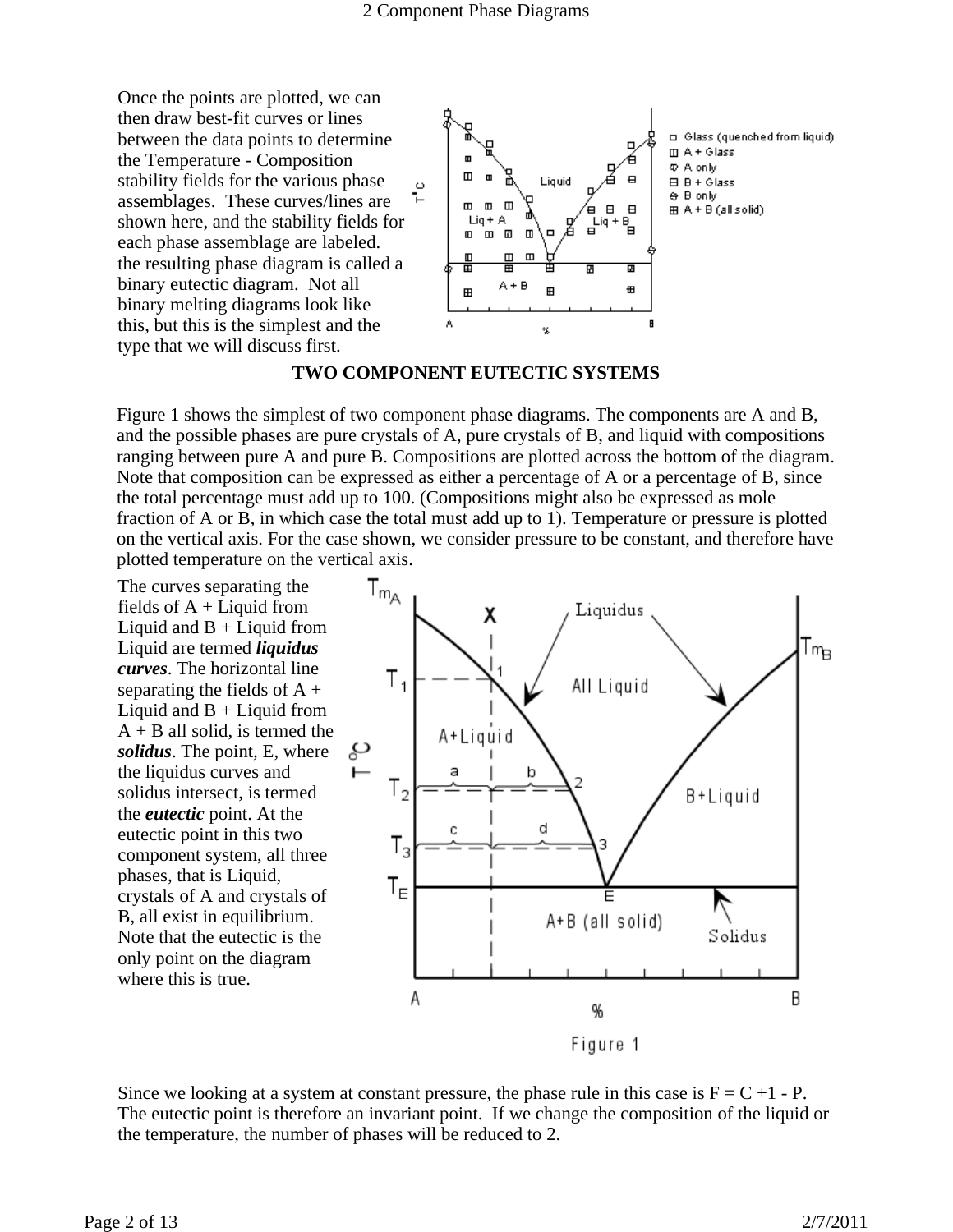Once the points are plotted, we can then draw best-fit curves or lines between the data points to determine the Temperature - Composition stability fields for the various phase assemblages. These curves/lines are shown here, and the stability fields for each phase assemblage are labeled. the resulting phase diagram is called a binary eutectic diagram. Not all binary melting diagrams look like this, but this is the simplest and the type that we will discuss first.

## TWO COMPONENT EUTECTIC SYSTEMS

Figure 1 shows the simplest of two component phase diagrams. The components are A and B, and the possible phases are pure crystals of A, pure crystals of B, and liquid with compositions ranging between pure A and pure B. Compositions are plotted across the bottom of the diagram. Note that composition can be expressed as either a percentage of A or a percentage of B, since the total percentage must add up to 100. (Compositions might also be expressed as mole fraction of A or B, in which case the total must add up to 1). Temperature or pressure is plotted on the vertical axis. For the case shown, we consider pressure to be constant, and therefore have plotted temperature on the vertical axis.

The curves separating the fields of A + Liquid from Liquid and B + Liquid from Liquid are termed ***liquidus curves***. The horizontal line separating the fields of A + Liquid and B + Liquid from A + B all solid, is termed the ***solidus***. The point, E, where the liquidus curves and solidus intersect, is termed the ***eutectic*** point. At the eutectic point in this two component system, all three phases, that is Liquid, crystals of A and crystals of B, all exist in equilibrium. Note that the eutectic is the only point on the diagram where this is true.

Figure 1

Since we looking at a system at constant pressure, the phase rule in this case is $F = C + 1 - P$. The eutectic point is therefore an invariant point. If we change the composition of the liquid or the temperature, the number of phases will be reduced to 2.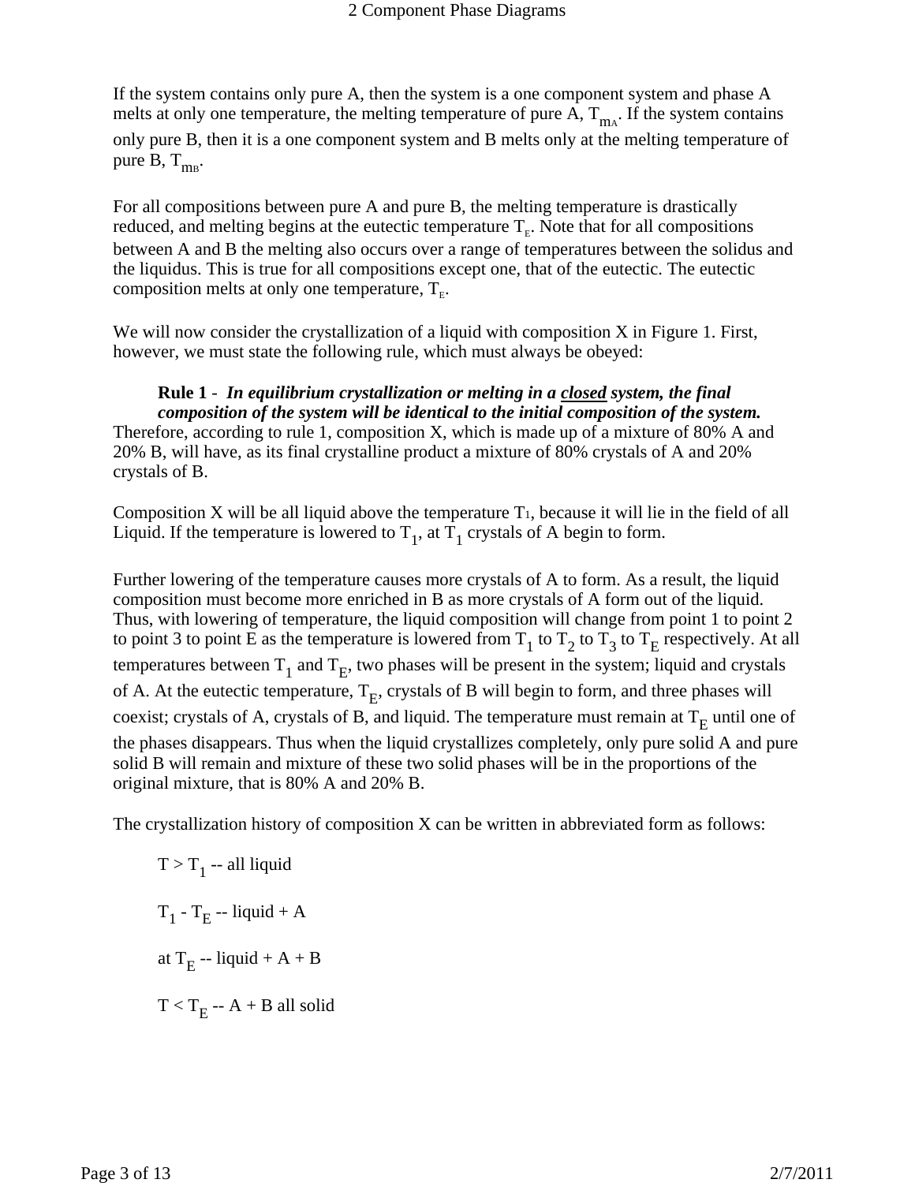If the system contains only pure A, then the system is a one component system and phase A melts at only one temperature, the melting temperature of pure A, $T_{m_A}$. If the system contains only pure B, then it is a one component system and B melts only at the melting temperature of pure B, $T_{m_B}$.

For all compositions between pure A and pure B, the melting temperature is drastically reduced, and melting begins at the eutectic temperature $T_E$. Note that for all compositions between A and B the melting also occurs over a range of temperatures between the solidus and the liquidus. This is true for all compositions except one, that of the eutectic. The eutectic composition melts at only one temperature, $T_E$.

We will now consider the crystallization of a liquid with composition X in Figure 1. First, however, we must state the following rule, which must always be obeyed:

> **Rule 1** - ***In equilibrium crystallization or melting in a <u>closed</u> system, the final composition of the system will be identical to the initial composition of the system.***

Therefore, according to rule 1, composition X, which is made up of a mixture of 80% A and 20% B, will have, as its final crystalline product a mixture of 80% crystals of A and 20% crystals of B.

Composition X will be all liquid above the temperature $T_1$, because it will lie in the field of all Liquid. If the temperature is lowered to $T_1$, at $T_1$ crystals of A begin to form.

Further lowering of the temperature causes more crystals of A to form. As a result, the liquid composition must become more enriched in B as more crystals of A form out of the liquid. Thus, with lowering of temperature, the liquid composition will change from point 1 to point 2 to point 3 to point E as the temperature is lowered from $T_1$ to $T_2$ to $T_3$ to $T_E$ respectively. At all temperatures between $T_1$ and $T_E$, two phases will be present in the system; liquid and crystals of A. At the eutectic temperature, $T_E$, crystals of B will begin to form, and three phases will coexist; crystals of A, crystals of B, and liquid. The temperature must remain at $T_E$ until one of the phases disappears. Thus when the liquid crystallizes completely, only pure solid A and pure solid B will remain and mixture of these two solid phases will be in the proportions of the original mixture, that is 80% A and 20% B.

The crystallization history of composition X can be written in abbreviated form as follows:

$T > T_1$ -- all liquid

$T_1$ - $T_E$ -- liquid + A

at $T_E$ -- liquid + A + B

$T < T_E$ -- A + B all solid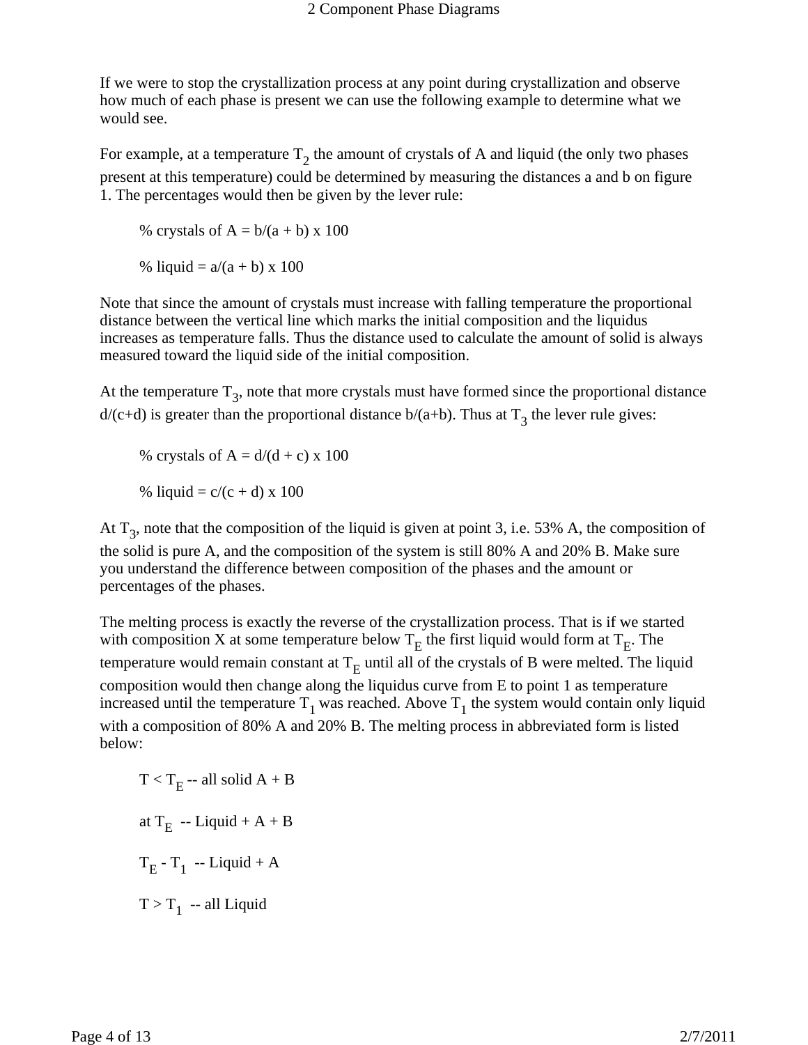If we were to stop the crystallization process at any point during crystallization and observe how much of each phase is present we can use the following example to determine what we would see.

For example, at a temperature $T_2$ the amount of crystals of A and liquid (the only two phases present at this temperature) could be determined by measuring the distances a and b on figure 1. The percentages would then be given by the lever rule:

% crystals of A = $b/(a + b) \times 100$

% liquid = $a/(a + b) \times 100$

Note that since the amount of crystals must increase with falling temperature the proportional distance between the vertical line which marks the initial composition and the liquidus increases as temperature falls. Thus the distance used to calculate the amount of solid is always measured toward the liquid side of the initial composition.

At the temperature $T_3$, note that more crystals must have formed since the proportional distance $d/(c+d)$ is greater than the proportional distance $b/(a+b)$. Thus at $T_3$ the lever rule gives:

% crystals of A = $d/(d + c) \times 100$

% liquid = $c/(c + d) \times 100$

At $T_3$, note that the composition of the liquid is given at point 3, i.e. 53% A, the composition of the solid is pure A, and the composition of the system is still 80% A and 20% B. Make sure you understand the difference between composition of the phases and the amount or percentages of the phases.

The melting process is exactly the reverse of the crystallization process. That is if we started with composition X at some temperature below $T_E$ the first liquid would form at $T_E$. The temperature would remain constant at $T_E$ until all of the crystals of B were melted. The liquid composition would then change along the liquidus curve from E to point 1 as temperature increased until the temperature $T_1$ was reached. Above $T_1$ the system would contain only liquid with a composition of 80% A and 20% B. The melting process in abbreviated form is listed below:

$T < T_E$ -- all solid A + B

at $T_E$ -- Liquid + A + B

$T_E$ - $T_1$ -- Liquid + A

$T > T_1$ -- all Liquid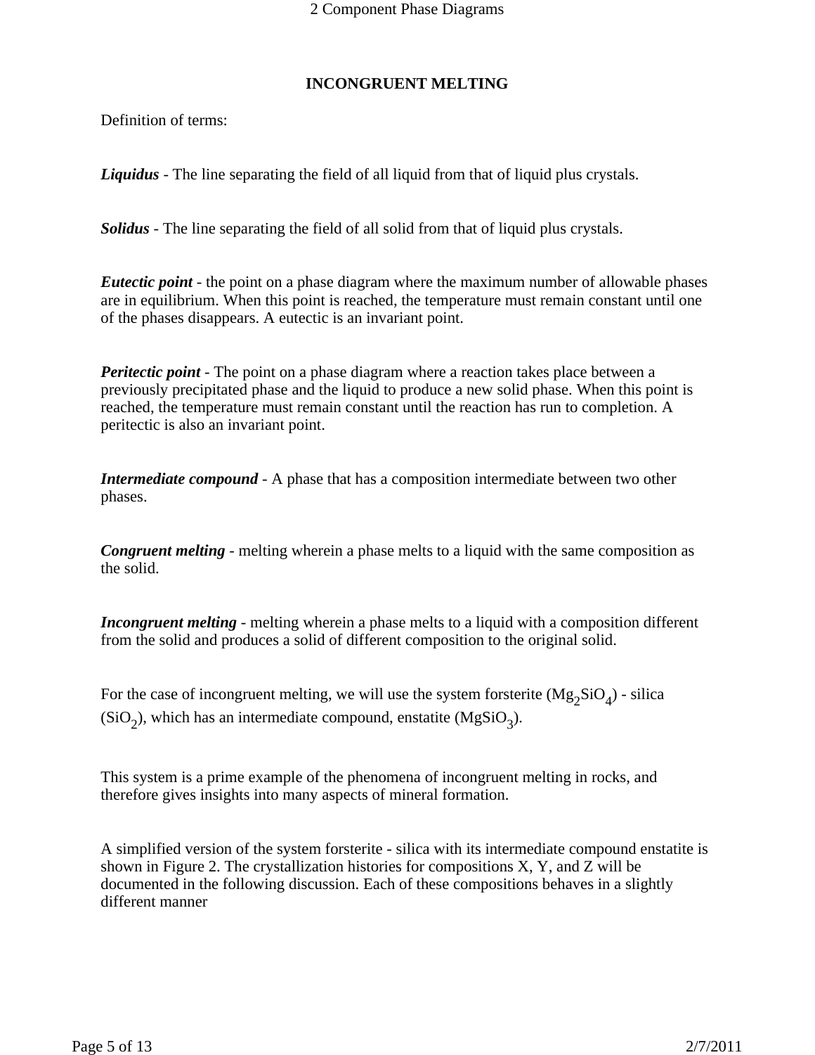## INCONGRUENT MELTING

Definition of terms:

***Liquidus*** - The line separating the field of all liquid from that of liquid plus crystals.

***Solidus*** - The line separating the field of all solid from that of liquid plus crystals.

***Eutectic point*** - the point on a phase diagram where the maximum number of allowable phases are in equilibrium. When this point is reached, the temperature must remain constant until one of the phases disappears. A eutectic is an invariant point.

***Peritectic point*** - The point on a phase diagram where a reaction takes place between a previously precipitated phase and the liquid to produce a new solid phase. When this point is reached, the temperature must remain constant until the reaction has run to completion. A peritectic is also an invariant point.

***Intermediate compound*** - A phase that has a composition intermediate between two other phases.

***Congruent melting*** - melting wherein a phase melts to a liquid with the same composition as the solid.

***Incongruent melting*** - melting wherein a phase melts to a liquid with a composition different from the solid and produces a solid of different composition to the original solid.

For the case of incongruent melting, we will use the system forsterite ($Mg_2SiO_4$) - silica ($SiO_2$), which has an intermediate compound, enstatite ($MgSiO_3$).

This system is a prime example of the phenomena of incongruent melting in rocks, and therefore gives insights into many aspects of mineral formation.

A simplified version of the system forsterite - silica with its intermediate compound enstatite is shown in Figure 2. The crystallization histories for compositions X, Y, and Z will be documented in the following discussion. Each of these compositions behaves in a slightly different manner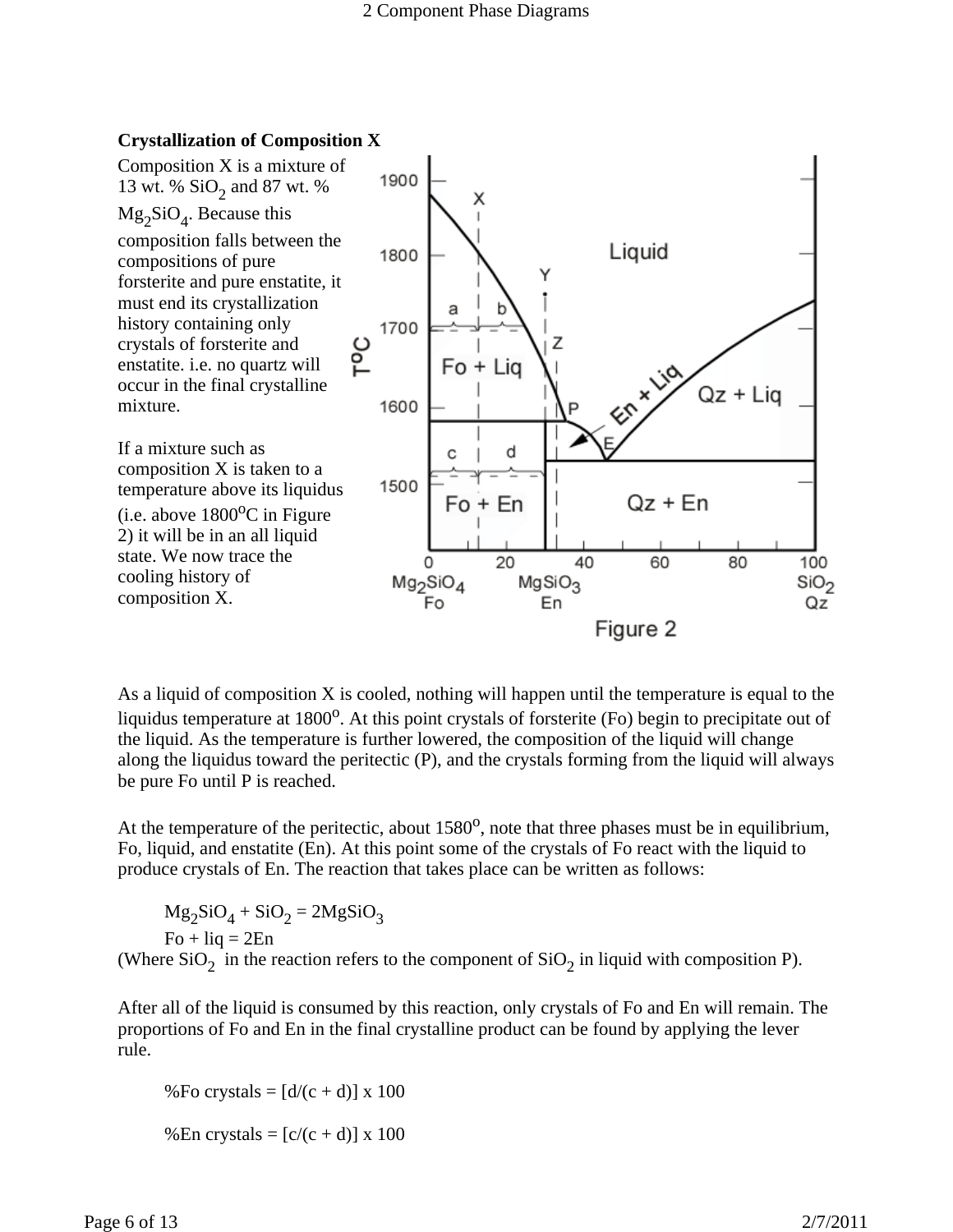### Crystallization of Composition X

Composition X is a mixture of 13 wt. % $SiO_2$ and 87 wt. % $Mg_2SiO_4$. Because this composition falls between the compositions of pure forsterite and pure enstatite, it must end its crystallization history containing only crystals of forsterite and enstatite. i.e. no quartz will occur in the final crystalline mixture.

If a mixture such as composition X is taken to a temperature above its liquidus (i.e. above 1800°C in Figure 2) it will be in an all liquid state. We now trace the cooling history of composition X.

Figure 2

As a liquid of composition X is cooled, nothing will happen until the temperature is equal to the liquidus temperature at 1800°. At this point crystals of forsterite (Fo) begin to precipitate out of the liquid. As the temperature is further lowered, the composition of the liquid will change along the liquidus toward the peritectic (P), and the crystals forming from the liquid will always be pure Fo until P is reached.

At the temperature of the peritectic, about 1580°, note that three phases must be in equilibrium, Fo, liquid, and enstatite (En). At this point some of the crystals of Fo react with the liquid to produce crystals of En. The reaction that takes place can be written as follows:

$$Mg_2SiO_4 + SiO_2 = 2MgSiO_3$$

$$\text{Fo} + \text{liq} = 2\text{En}$$

(Where $SiO_2$ in the reaction refers to the component of $SiO_2$ in liquid with composition P).

After all of the liquid is consumed by this reaction, only crystals of Fo and En will remain. The proportions of Fo and En in the final crystalline product can be found by applying the lever rule.

$$\%\text{Fo crystals} = [d/(c + d)] \times 100$$

$$\%\text{En crystals} = [c/(c + d)] \times 100$$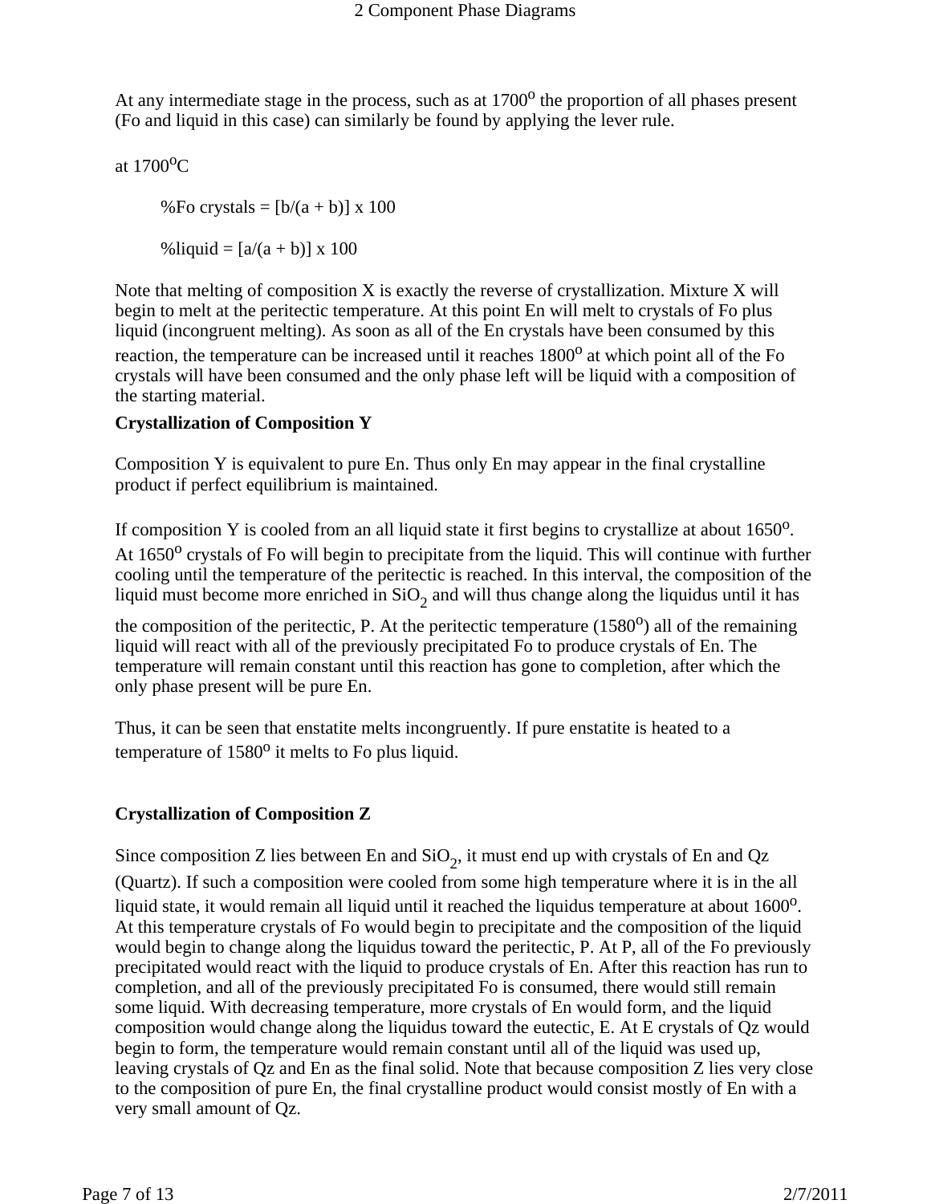At any intermediate stage in the process, such as at 1700$^o$ the proportion of all phases present (Fo and liquid in this case) can similarly be found by applying the lever rule.

at 1700$^o$C

%Fo crystals = [b/(a + b)] x 100

%liquid = [a/(a + b)] x 100

Note that melting of composition X is exactly the reverse of crystallization. Mixture X will begin to melt at the peritectic temperature. At this point En will melt to crystals of Fo plus liquid (incongruent melting). As soon as all of the En crystals have been consumed by this reaction, the temperature can be increased until it reaches 1800$^o$ at which point all of the Fo crystals will have been consumed and the only phase left will be liquid with a composition of the starting material.

**Crystallization of Composition Y**

Composition Y is equivalent to pure En. Thus only En may appear in the final crystalline product if perfect equilibrium is maintained.

If composition Y is cooled from an all liquid state it first begins to crystallize at about 1650$^o$. At 1650$^o$ crystals of Fo will begin to precipitate from the liquid. This will continue with further cooling until the temperature of the peritectic is reached. In this interval, the composition of the liquid must become more enriched in $SiO_2$ and will thus change along the liquidus until it has the composition of the peritectic, P. At the peritectic temperature (1580$^o$) all of the remaining liquid will react with all of the previously precipitated Fo to produce crystals of En. The temperature will remain constant until this reaction has gone to completion, after which the only phase present will be pure En.

Thus, it can be seen that enstatite melts incongruently. If pure enstatite is heated to a temperature of 1580$^o$ it melts to Fo plus liquid.

**Crystallization of Composition Z**

Since composition Z lies between En and $SiO_2$, it must end up with crystals of En and Qz (Quartz). If such a composition were cooled from some high temperature where it is in the all liquid state, it would remain all liquid until it reached the liquidus temperature at about 1600$^o$. At this temperature crystals of Fo would begin to precipitate and the composition of the liquid would begin to change along the liquidus toward the peritectic, P. At P, all of the Fo previously precipitated would react with the liquid to produce crystals of En. After this reaction has run to completion, and all of the previously precipitated Fo is consumed, there would still remain some liquid. With decreasing temperature, more crystals of En would form, and the liquid composition would change along the liquidus toward the eutectic, E. At E crystals of Qz would begin to form, the temperature would remain constant until all of the liquid was used up, leaving crystals of Qz and En as the final solid. Note that because composition Z lies very close to the composition of pure En, the final crystalline product would consist mostly of En with a very small amount of Qz.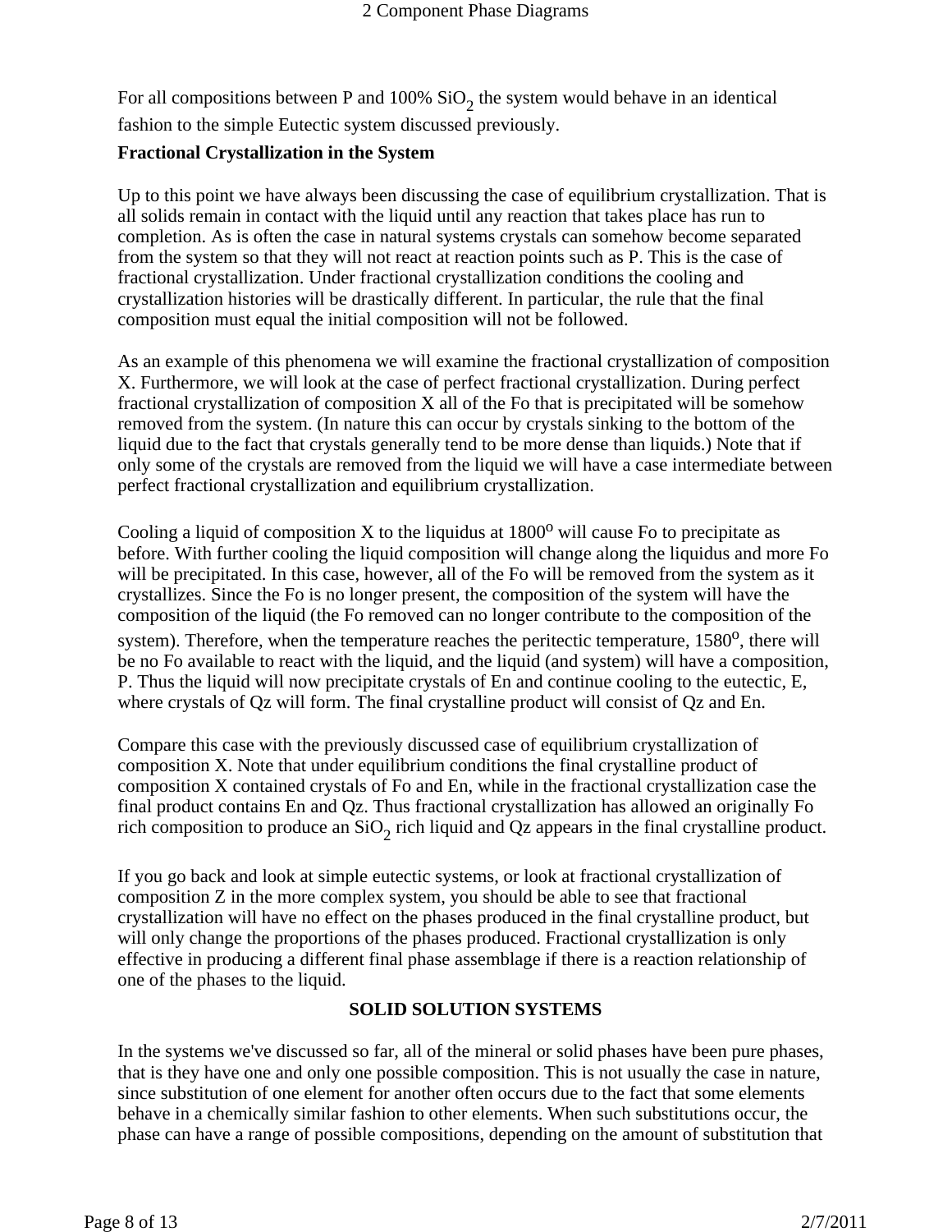For all compositions between P and 100% $SiO_2$ the system would behave in an identical fashion to the simple Eutectic system discussed previously.

**Fractional Crystallization in the System**

Up to this point we have always been discussing the case of equilibrium crystallization. That is all solids remain in contact with the liquid until any reaction that takes place has run to completion. As is often the case in natural systems crystals can somehow become separated from the system so that they will not react at reaction points such as P. This is the case of fractional crystallization. Under fractional crystallization conditions the cooling and crystallization histories will be drastically different. In particular, the rule that the final composition must equal the initial composition will not be followed.

As an example of this phenomena we will examine the fractional crystallization of composition X. Furthermore, we will look at the case of perfect fractional crystallization. During perfect fractional crystallization of composition X all of the Fo that is precipitated will be somehow removed from the system. (In nature this can occur by crystals sinking to the bottom of the liquid due to the fact that crystals generally tend to be more dense than liquids.) Note that if only some of the crystals are removed from the liquid we will have a case intermediate between perfect fractional crystallization and equilibrium crystallization.

Cooling a liquid of composition X to the liquidus at $1800^o$ will cause Fo to precipitate as before. With further cooling the liquid composition will change along the liquidus and more Fo will be precipitated. In this case, however, all of the Fo will be removed from the system as it crystallizes. Since the Fo is no longer present, the composition of the system will have the composition of the liquid (the Fo removed can no longer contribute to the composition of the system). Therefore, when the temperature reaches the peritectic temperature, $1580^o$, there will be no Fo available to react with the liquid, and the liquid (and system) will have a composition, P. Thus the liquid will now precipitate crystals of En and continue cooling to the eutectic, E, where crystals of Qz will form. The final crystalline product will consist of Qz and En.

Compare this case with the previously discussed case of equilibrium crystallization of composition X. Note that under equilibrium conditions the final crystalline product of composition X contained crystals of Fo and En, while in the fractional crystallization case the final product contains En and Qz. Thus fractional crystallization has allowed an originally Fo rich composition to produce an $SiO_2$ rich liquid and Qz appears in the final crystalline product.

If you go back and look at simple eutectic systems, or look at fractional crystallization of composition Z in the more complex system, you should be able to see that fractional crystallization will have no effect on the phases produced in the final crystalline product, but will only change the proportions of the phases produced. Fractional crystallization is only effective in producing a different final phase assemblage if there is a reaction relationship of one of the phases to the liquid.

## SOLID SOLUTION SYSTEMS

In the systems we've discussed so far, all of the mineral or solid phases have been pure phases, that is they have one and only one possible composition. This is not usually the case in nature, since substitution of one element for another often occurs due to the fact that some elements behave in a chemically similar fashion to other elements. When such substitutions occur, the phase can have a range of possible compositions, depending on the amount of substitution that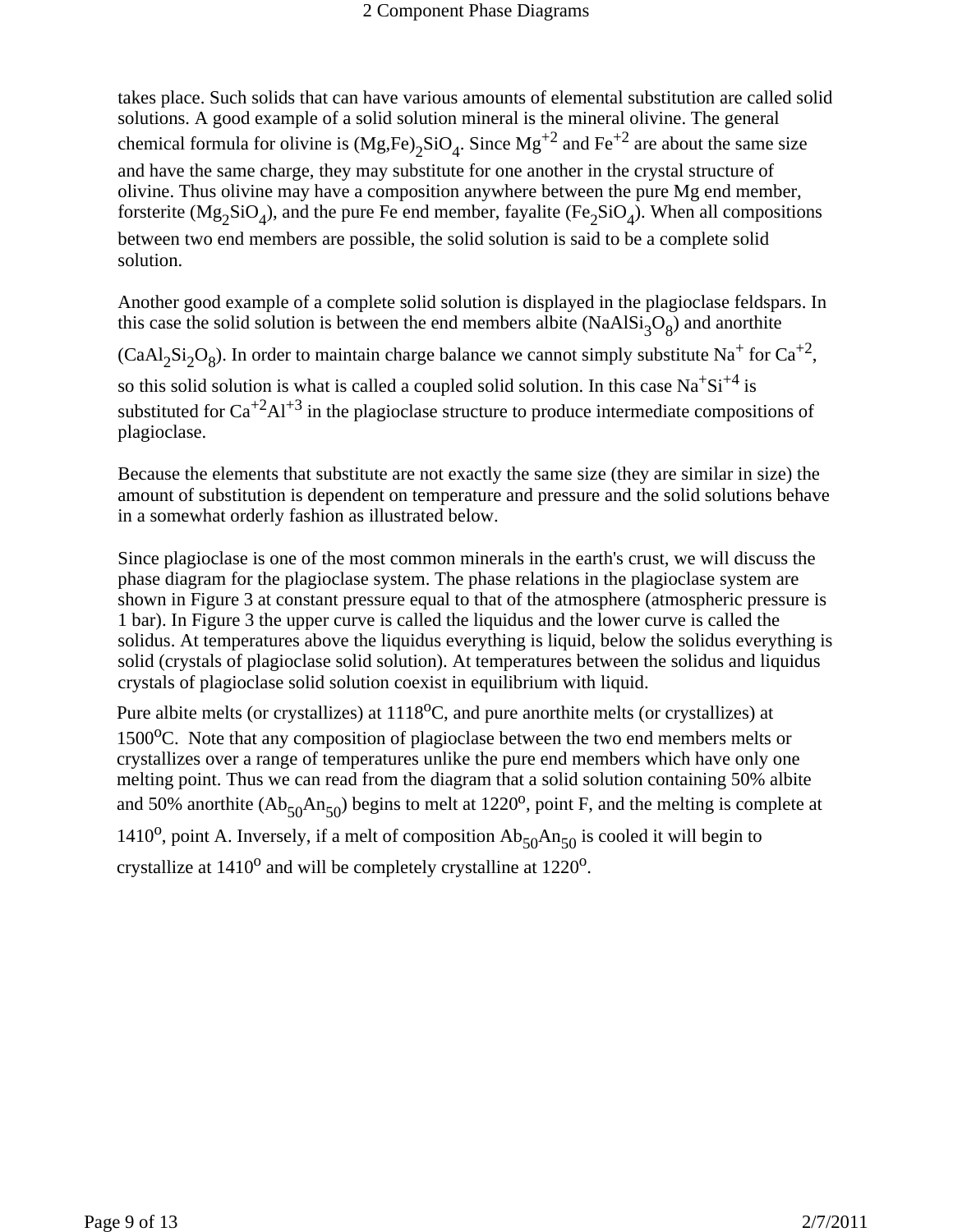takes place. Such solids that can have various amounts of elemental substitution are called solid solutions. A good example of a solid solution mineral is the mineral olivine. The general chemical formula for olivine is $(Mg,Fe)_2SiO_4$. Since $Mg^{+2}$ and $Fe^{+2}$ are about the same size and have the same charge, they may substitute for one another in the crystal structure of olivine. Thus olivine may have a composition anywhere between the pure Mg end member, forsterite ($Mg_2SiO_4$), and the pure Fe end member, fayalite ($Fe_2SiO_4$). When all compositions between two end members are possible, the solid solution is said to be a complete solid solution.

Another good example of a complete solid solution is displayed in the plagioclase feldspars. In this case the solid solution is between the end members albite ($NaAlSi_3O_8$) and anorthite ($CaAl_2Si_2O_8$). In order to maintain charge balance we cannot simply substitute $Na^+$ for $Ca^{+2}$, so this solid solution is what is called a coupled solid solution. In this case $Na^+Si^{+4}$ is substituted for $Ca^{+2}Al^{+3}$ in the plagioclase structure to produce intermediate compositions of plagioclase.

Because the elements that substitute are not exactly the same size (they are similar in size) the amount of substitution is dependent on temperature and pressure and the solid solutions behave in a somewhat orderly fashion as illustrated below.

Since plagioclase is one of the most common minerals in the earth's crust, we will discuss the phase diagram for the plagioclase system. The phase relations in the plagioclase system are shown in Figure 3 at constant pressure equal to that of the atmosphere (atmospheric pressure is 1 bar). In Figure 3 the upper curve is called the liquidus and the lower curve is called the solidus. At temperatures above the liquidus everything is liquid, below the solidus everything is solid (crystals of plagioclase solid solution). At temperatures between the solidus and liquidus crystals of plagioclase solid solution coexist in equilibrium with liquid.

Pure albite melts (or crystallizes) at 1118$^o$C, and pure anorthite melts (or crystallizes) at 1500$^o$C. Note that any composition of plagioclase between the two end members melts or crystallizes over a range of temperatures unlike the pure end members which have only one melting point. Thus we can read from the diagram that a solid solution containing 50% albite and 50% anorthite ($Ab_{50}An_{50}$) begins to melt at 1220$^o$, point F, and the melting is complete at 1410$^o$, point A. Inversely, if a melt of composition $Ab_{50}An_{50}$ is cooled it will begin to crystallize at 1410$^o$ and will be completely crystalline at 1220$^o$.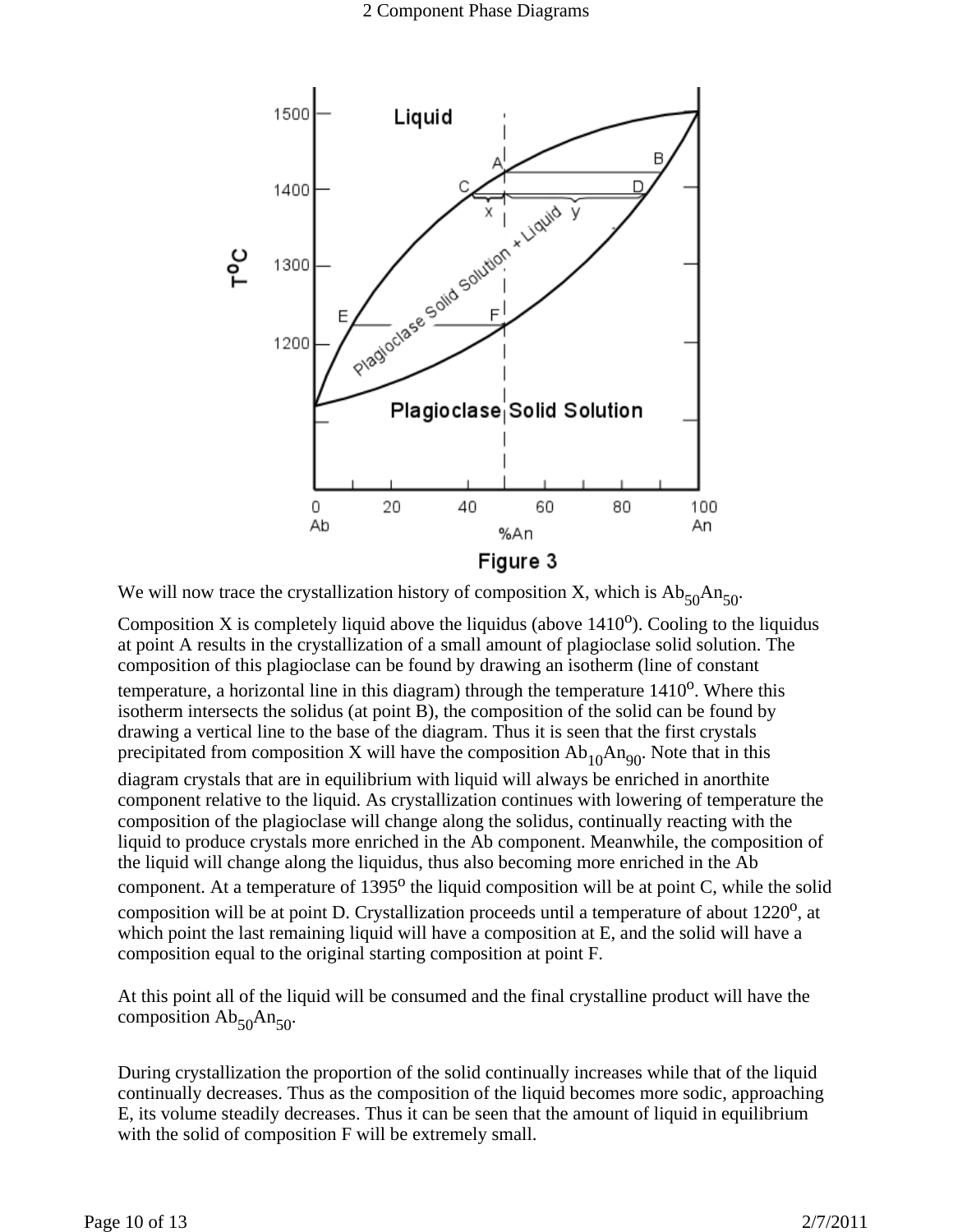Figure 3

We will now trace the crystallization history of composition X, which is $Ab_{50}An_{50}$.

Composition X is completely liquid above the liquidus (above 1410$^o$). Cooling to the liquidus at point A results in the crystallization of a small amount of plagioclase solid solution. The composition of this plagioclase can be found by drawing an isotherm (line of constant temperature, a horizontal line in this diagram) through the temperature 1410$^o$. Where this isotherm intersects the solidus (at point B), the composition of the solid can be found by drawing a vertical line to the base of the diagram. Thus it is seen that the first crystals precipitated from composition X will have the composition $Ab_{10}An_{90}$. Note that in this diagram crystals that are in equilibrium with liquid will always be enriched in anorthite component relative to the liquid. As crystallization continues with lowering of temperature the composition of the plagioclase will change along the solidus, continually reacting with the liquid to produce crystals more enriched in the Ab component. Meanwhile, the composition of the liquid will change along the liquidus, thus also becoming more enriched in the Ab component. At a temperature of 1395$^o$ the liquid composition will be at point C, while the solid composition will be at point D. Crystallization proceeds until a temperature of about 1220$^o$, at which point the last remaining liquid will have a composition at E, and the solid will have a composition equal to the original starting composition at point F.

At this point all of the liquid will be consumed and the final crystalline product will have the composition $Ab_{50}An_{50}$.

During crystallization the proportion of the solid continually increases while that of the liquid continually decreases. Thus as the composition of the liquid becomes more sodic, approaching E, its volume steadily decreases. Thus it can be seen that the amount of liquid in equilibrium with the solid of composition F will be extremely small.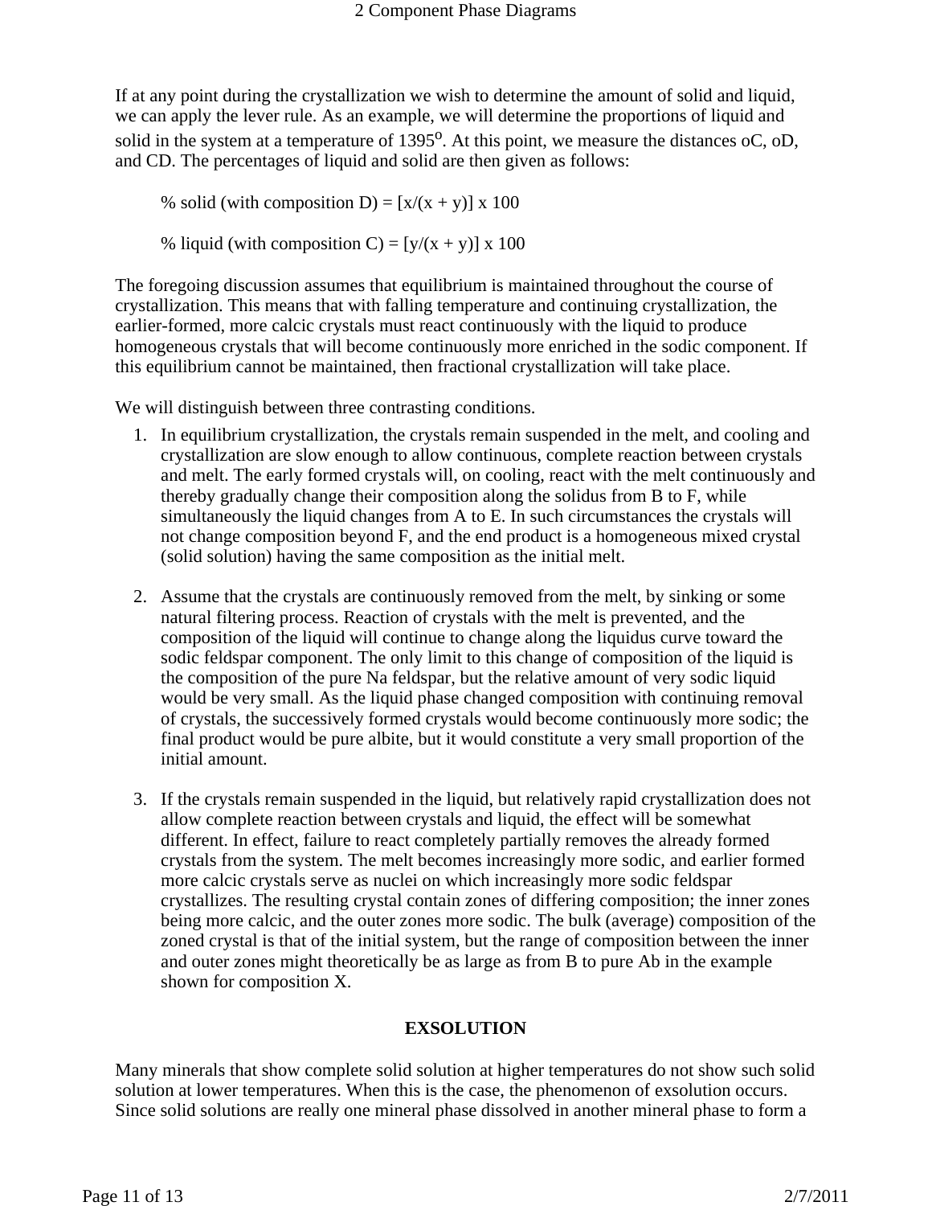If at any point during the crystallization we wish to determine the amount of solid and liquid, we can apply the lever rule. As an example, we will determine the proportions of liquid and solid in the system at a temperature of 1395$^{o}$. At this point, we measure the distances oC, oD, and CD. The percentages of liquid and solid are then given as follows:

% solid (with composition D) = [x/(x + y)] x 100

% liquid (with composition C) = [y/(x + y)] x 100

The foregoing discussion assumes that equilibrium is maintained throughout the course of crystallization. This means that with falling temperature and continuing crystallization, the earlier-formed, more calcic crystals must react continuously with the liquid to produce homogeneous crystals that will become continuously more enriched in the sodic component. If this equilibrium cannot be maintained, then fractional crystallization will take place.

We will distinguish between three contrasting conditions.

1. In equilibrium crystallization, the crystals remain suspended in the melt, and cooling and crystallization are slow enough to allow continuous, complete reaction between crystals and melt. The early formed crystals will, on cooling, react with the melt continuously and thereby gradually change their composition along the solidus from B to F, while simultaneously the liquid changes from A to E. In such circumstances the crystals will not change composition beyond F, and the end product is a homogeneous mixed crystal (solid solution) having the same composition as the initial melt.

2. Assume that the crystals are continuously removed from the melt, by sinking or some natural filtering process. Reaction of crystals with the melt is prevented, and the composition of the liquid will continue to change along the liquidus curve toward the sodic feldspar component. The only limit to this change of composition of the liquid is the composition of the pure Na feldspar, but the relative amount of very sodic liquid would be very small. As the liquid phase changed composition with continuing removal of crystals, the successively formed crystals would become continuously more sodic; the final product would be pure albite, but it would constitute a very small proportion of the initial amount.

3. If the crystals remain suspended in the liquid, but relatively rapid crystallization does not allow complete reaction between crystals and liquid, the effect will be somewhat different. In effect, failure to react completely partially removes the already formed crystals from the system. The melt becomes increasingly more sodic, and earlier formed more calcic crystals serve as nuclei on which increasingly more sodic feldspar crystallizes. The resulting crystal contain zones of differing composition; the inner zones being more calcic, and the outer zones more sodic. The bulk (average) composition of the zoned crystal is that of the initial system, but the range of composition between the inner and outer zones might theoretically be as large as from B to pure Ab in the example shown for composition X.

## EXSOLUTION

Many minerals that show complete solid solution at higher temperatures do not show such solid solution at lower temperatures. When this is the case, the phenomenon of exsolution occurs. Since solid solutions are really one mineral phase dissolved in another mineral phase to form a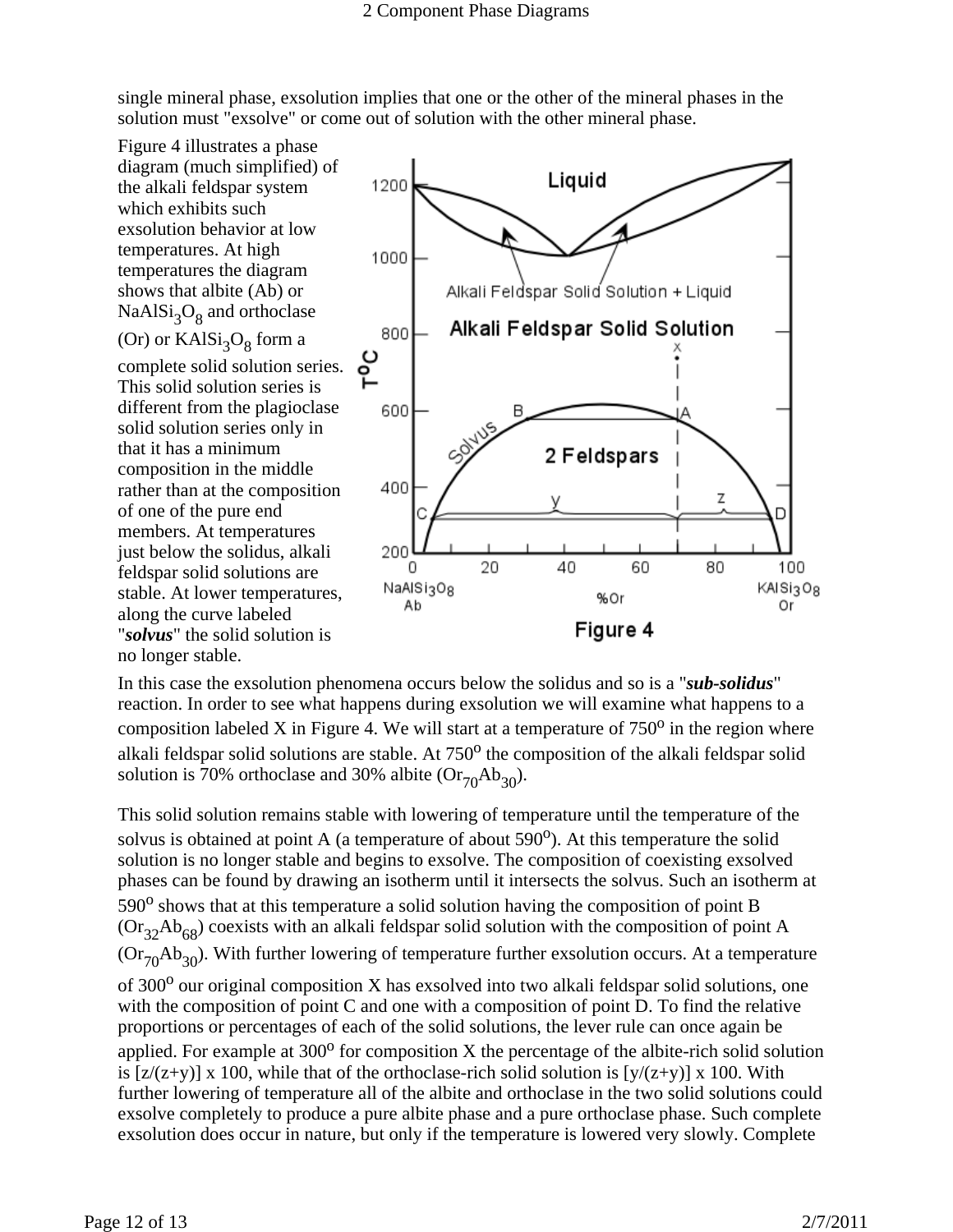single mineral phase, exsolution implies that one or the other of the mineral phases in the solution must "exsolve" or come out of solution with the other mineral phase.

Figure 4 illustrates a phase diagram (much simplified) of the alkali feldspar system which exhibits such exsolution behavior at low temperatures. At high temperatures the diagram shows that albite (Ab) or $NaAlSi_3O_8$ and orthoclase (Or) or $KAlSi_3O_8$ form a complete solid solution series. This solid solution series is different from the plagioclase solid solution series only in that it has a minimum composition in the middle rather than at the composition of one of the pure end members. At temperatures just below the solidus, alkali feldspar solid solutions are stable. At lower temperatures, along the curve labeled "***solvus***" the solid solution is no longer stable.

Figure 4

In this case the exsolution phenomena occurs below the solidus and so is a "***sub-solidus***" reaction. In order to see what happens during exsolution we will examine what happens to a composition labeled X in Figure 4. We will start at a temperature of $750^o$ in the region where alkali feldspar solid solutions are stable. At $750^o$ the composition of the alkali feldspar solid solution is 70% orthoclase and 30% albite ($Or_{70}Ab_{30}$).

This solid solution remains stable with lowering of temperature until the temperature of the solvus is obtained at point A (a temperature of about $590^o$). At this temperature the solid solution is no longer stable and begins to exsolve. The composition of coexisting exsolved phases can be found by drawing an isotherm until it intersects the solvus. Such an isotherm at $590^o$ shows that at this temperature a solid solution having the composition of point B ($Or_{32}Ab_{68}$) coexists with an alkali feldspar solid solution with the composition of point A ($Or_{70}Ab_{30}$). With further lowering of temperature further exsolution occurs. At a temperature of $300^o$ our original composition X has exsolved into two alkali feldspar solid solutions, one with the composition of point C and one with a composition of point D. To find the relative proportions or percentages of each of the solid solutions, the lever rule can once again be applied. For example at $300^o$ for composition X the percentage of the albite-rich solid solution is $[z/(z+y)] \times 100$, while that of the orthoclase-rich solid solution is $[y/(z+y)] \times 100$. With further lowering of temperature all of the albite and orthoclase in the two solid solutions could exsolve completely to produce a pure albite phase and a pure orthoclase phase. Such complete exsolution does occur in nature, but only if the temperature is lowered very slowly. Complete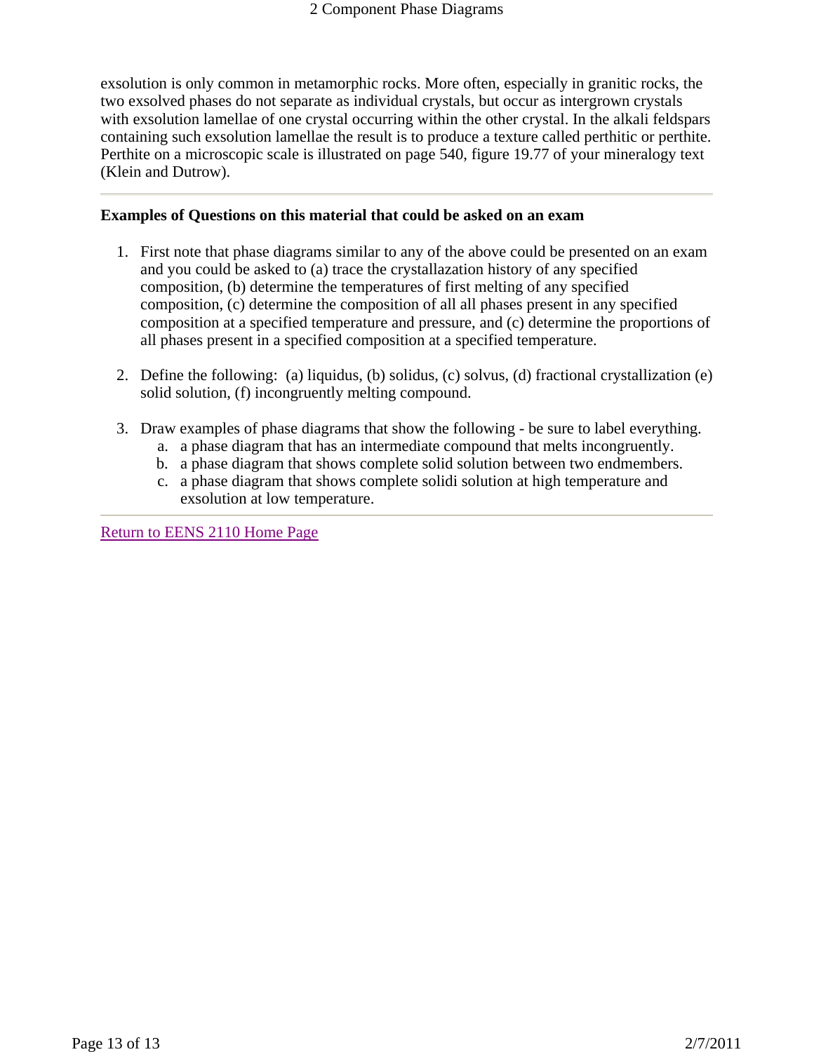exsolution is only common in metamorphic rocks. More often, especially in granitic rocks, the two exsolved phases do not separate as individual crystals, but occur as intergrown crystals with exsolution lamellae of one crystal occurring within the other crystal. In the alkali feldspars containing such exsolution lamellae the result is to produce a texture called perthitic or perthite. Perthite on a microscopic scale is illustrated on page 540, figure 19.77 of your mineralogy text (Klein and Dutrow).

---

**Examples of Questions on this material that could be asked on an exam**

1. First note that phase diagrams similar to any of the above could be presented on an exam and you could be asked to (a) trace the crystallazation history of any specified composition, (b) determine the temperatures of first melting of any specified composition, (c) determine the composition of all all phases present in any specified composition at a specified temperature and pressure, and (c) determine the proportions of all phases present in a specified composition at a specified temperature.

2. Define the following: (a) liquidus, (b) solidus, (c) solvus, (d) fractional crystallization (e) solid solution, (f) incongruently melting compound.

3. Draw examples of phase diagrams that show the following - be sure to label everything.
   a. a phase diagram that has an intermediate compound that melts incongruently.
   b. a phase diagram that shows complete solid solution between two endmembers.
   c. a phase diagram that shows complete solidi solution at high temperature and exsolution at low temperature.

---

Return to EENS 2110 Home Page